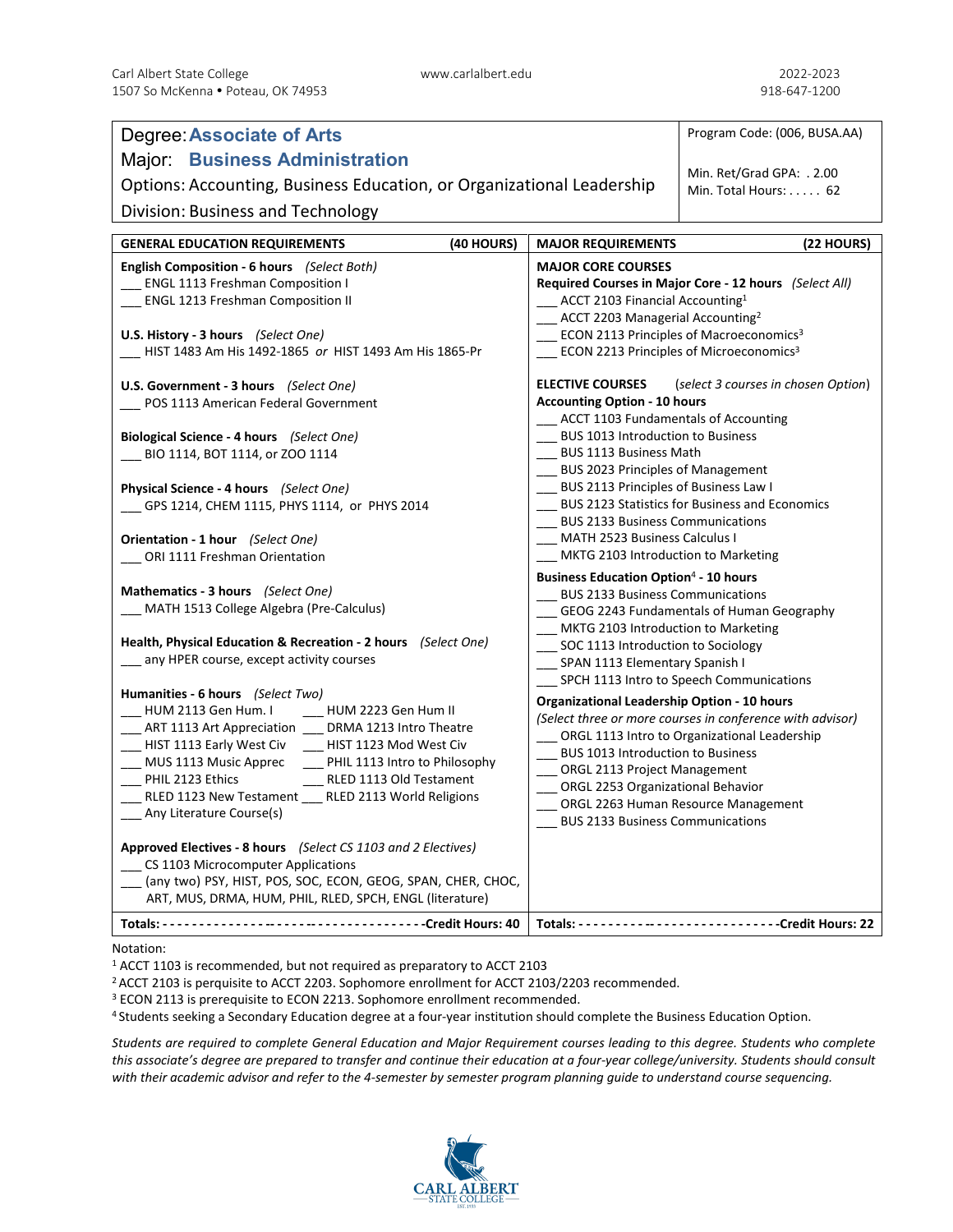Carl Albert State College
1507 So McKenna • Poteau, OK 74953

www.carlalbert.edu

2022-2023
918-647-1200

| Degree: **Associate of Arts** | Program Code: (006, BUSA.AA) |
|---|---|
| Major: **Business Administration** | Min. Ret/Grad GPA: . 2.00 |
| Options: Accounting, Business Education, or Organizational Leadership | Min. Total Hours: . . . . . 62 |
| Division: Business and Technology | |

## GENERAL EDUCATION REQUIREMENTS (40 HOURS)

**English Composition - 6 hours** *(Select Both)*
___ ENGL 1113 Freshman Composition I
___ ENGL 1213 Freshman Composition II

**U.S. History - 3 hours** *(Select One)*
___ HIST 1483 Am His 1492-1865 *or* HIST 1493 Am His 1865-Pr

**U.S. Government - 3 hours** *(Select One)*
___ POS 1113 American Federal Government

**Biological Science - 4 hours** *(Select One)*
___ BIO 1114, BOT 1114, or ZOO 1114

**Physical Science - 4 hours** *(Select One)*
___ GPS 1214, CHEM 1115, PHYS 1114, or PHYS 2014

**Orientation - 1 hour** *(Select One)*
___ ORI 1111 Freshman Orientation

**Mathematics - 3 hours** *(Select One)*
___ MATH 1513 College Algebra (Pre-Calculus)

**Health, Physical Education & Recreation - 2 hours** *(Select One)*
___ any HPER course, except activity courses

**Humanities - 6 hours** *(Select Two)*
___ HUM 2113 Gen Hum. I ___ HUM 2223 Gen Hum II
___ ART 1113 Art Appreciation ___ DRMA 1213 Intro Theatre
___ HIST 1113 Early West Civ ___ HIST 1123 Mod West Civ
___ MUS 1113 Music Apprec ___ PHIL 1113 Intro to Philosophy
___ PHIL 2123 Ethics ___ RLED 1113 Old Testament
___ RLED 1123 New Testament ___ RLED 2113 World Religions
___ Any Literature Course(s)

**Approved Electives - 8 hours** *(Select CS 1103 and 2 Electives)*
___ CS 1103 Microcomputer Applications
___ (any two) PSY, HIST, POS, SOC, ECON, GEOG, SPAN, CHER, CHOC, ART, MUS, DRMA, HUM, PHIL, RLED, SPCH, ENGL (literature)

**Totals: Credit Hours: 40**

## MAJOR REQUIREMENTS (22 HOURS)

**MAJOR CORE COURSES**
**Required Courses in Major Core - 12 hours** *(Select All)*
___ ACCT 2103 Financial Accounting[1]
___ ACCT 2203 Managerial Accounting[2]
___ ECON 2113 Principles of Macroeconomics[3]
___ ECON 2213 Principles of Microeconomics[3]

**ELECTIVE COURSES** (*select 3 courses in chosen Option*)

**Accounting Option - 10 hours**
___ ACCT 1103 Fundamentals of Accounting
___ BUS 1013 Introduction to Business
___ BUS 1113 Business Math
___ BUS 2023 Principles of Management
___ BUS 2113 Principles of Business Law I
___ BUS 2123 Statistics for Business and Economics
___ BUS 2133 Business Communications
___ MATH 2523 Business Calculus I
___ MKTG 2103 Introduction to Marketing

**Business Education Option[4] - 10 hours**
___ BUS 2133 Business Communications
___ GEOG 2243 Fundamentals of Human Geography
___ MKTG 2103 Introduction to Marketing
___ SOC 1113 Introduction to Sociology
___ SPAN 1113 Elementary Spanish I
___ SPCH 1113 Intro to Speech Communications

**Organizational Leadership Option - 10 hours**
*(Select three or more courses in conference with advisor)*
___ ORGL 1113 Intro to Organizational Leadership
___ BUS 1013 Introduction to Business
___ ORGL 2113 Project Management
___ ORGL 2253 Organizational Behavior
___ ORGL 2263 Human Resource Management
___ BUS 2133 Business Communications

**Totals: Credit Hours: 22**

Notation:
[1] ACCT 1103 is recommended, but not required as preparatory to ACCT 2103
[2] ACCT 2103 is perquisite to ACCT 2203. Sophomore enrollment for ACCT 2103/2203 recommended.
[3] ECON 2113 is prerequisite to ECON 2213. Sophomore enrollment recommended.
[4] Students seeking a Secondary Education degree at a four-year institution should complete the Business Education Option.

*Students are required to complete General Education and Major Requirement courses leading to this degree. Students who complete this associate's degree are prepared to transfer and continue their education at a four-year college/university. Students should consult with their academic advisor and refer to the 4-semester by semester program planning guide to understand course sequencing.*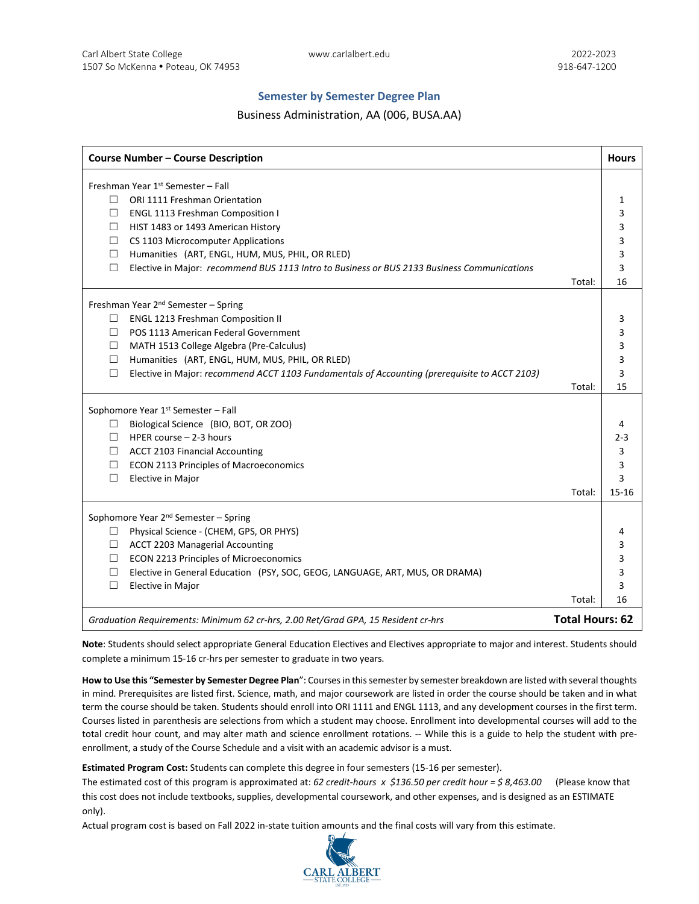Carl Albert State College
1507 So McKenna • Poteau, OK 74953

www.carlalbert.edu

2022-2023
918-647-1200

## Semester by Semester Degree Plan

Business Administration, AA (006, BUSA.AA)

| Course Number – Course Description | Hours |
|---|---|
| Freshman Year 1st Semester – Fall | |
| ☐ ORI 1111 Freshman Orientation | 1 |
| ☐ ENGL 1113 Freshman Composition I | 3 |
| ☐ HIST 1483 or 1493 American History | 3 |
| ☐ CS 1103 Microcomputer Applications | 3 |
| ☐ Humanities (ART, ENGL, HUM, MUS, PHIL, OR RLED) | 3 |
| ☐ Elective in Major: *recommend BUS 1113 Intro to Business or BUS 2133 Business Communications* | 3 |
| Total: | 16 |
| Freshman Year 2nd Semester – Spring | |
| ☐ ENGL 1213 Freshman Composition II | 3 |
| ☐ POS 1113 American Federal Government | 3 |
| ☐ MATH 1513 College Algebra (Pre-Calculus) | 3 |
| ☐ Humanities (ART, ENGL, HUM, MUS, PHIL, OR RLED) | 3 |
| ☐ Elective in Major: *recommend ACCT 1103 Fundamentals of Accounting (prerequisite to ACCT 2103)* | 3 |
| Total: | 15 |
| Sophomore Year 1st Semester – Fall | |
| ☐ Biological Science (BIO, BOT, OR ZOO) | 4 |
| ☐ HPER course – 2-3 hours | 2-3 |
| ☐ ACCT 2103 Financial Accounting | 3 |
| ☐ ECON 2113 Principles of Macroeconomics | 3 |
| ☐ Elective in Major | 3 |
| Total: | 15-16 |
| Sophomore Year 2nd Semester – Spring | |
| ☐ Physical Science - (CHEM, GPS, OR PHYS) | 4 |
| ☐ ACCT 2203 Managerial Accounting | 3 |
| ☐ ECON 2213 Principles of Microeconomics | 3 |
| ☐ Elective in General Education (PSY, SOC, GEOG, LANGUAGE, ART, MUS, OR DRAMA) | 3 |
| ☐ Elective in Major | 3 |
| Total: | 16 |
| *Graduation Requirements: Minimum 62 cr-hrs, 2.00 Ret/Grad GPA, 15 Resident cr-hrs* | **Total Hours: 62** |

**Note**: Students should select appropriate General Education Electives and Electives appropriate to major and interest. Students should complete a minimum 15-16 cr-hrs per semester to graduate in two years.

**How to Use this "Semester by Semester Degree Plan"**: Courses in this semester by semester breakdown are listed with several thoughts in mind. Prerequisites are listed first. Science, math, and major coursework are listed in order the course should be taken and in what term the course should be taken. Students should enroll into ORI 1111 and ENGL 1113, and any development courses in the first term. Courses listed in parenthesis are selections from which a student may choose. Enrollment into developmental courses will add to the total credit hour count, and may alter math and science enrollment rotations. -- While this is a guide to help the student with pre-enrollment, a study of the Course Schedule and a visit with an academic advisor is a must.

**Estimated Program Cost:** Students can complete this degree in four semesters (15-16 per semester).
The estimated cost of this program is approximated at: *62 credit-hours x $136.50 per credit hour = $ 8,463.00* (Please know that this cost does not include textbooks, supplies, developmental coursework, and other expenses, and is designed as an ESTIMATE only).
Actual program cost is based on Fall 2022 in-state tuition amounts and the final costs will vary from this estimate.

CARL ALBERT STATE COLLEGE EST. 1933